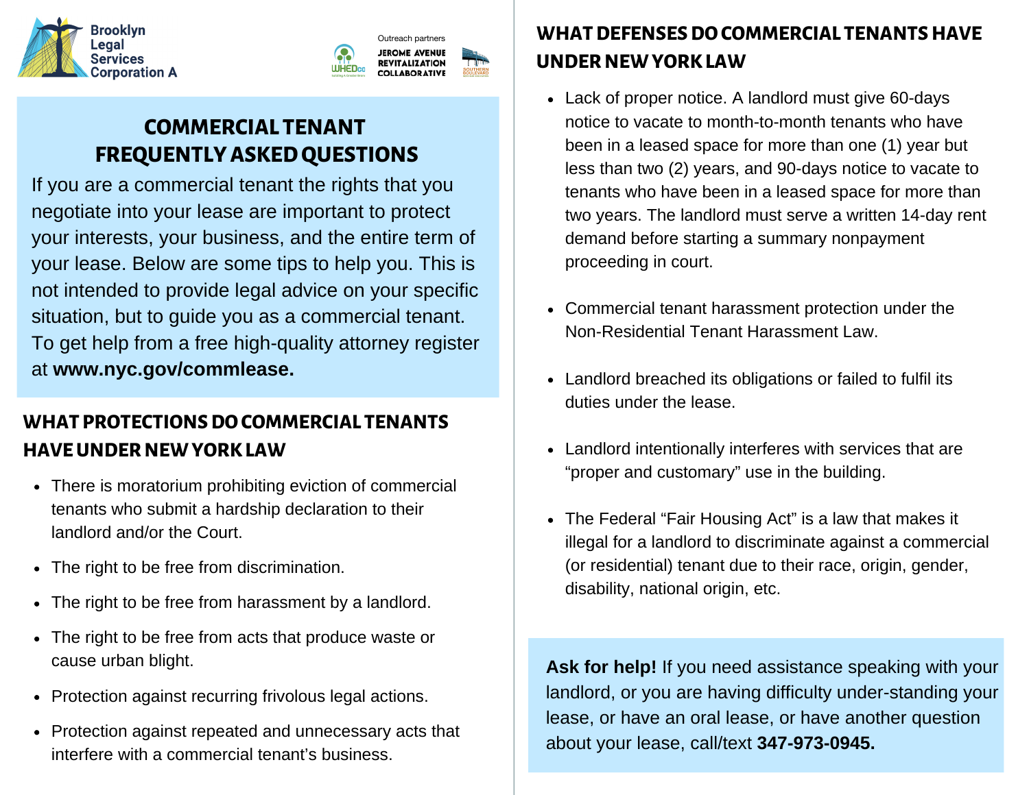Brooklyn Legal Services Corporation A

Outreach partners

WHEDco · JEROME AVENUE REVITALIZATION COLLABORATIVE · SOUTHERN BOULEVARD

# COMMERCIAL TENANT FREQUENTLY ASKED QUESTIONS

If you are a commercial tenant the rights that you negotiate into your lease are important to protect your interests, your business, and the entire term of your lease. Below are some tips to help you. This is not intended to provide legal advice on your specific situation, but to guide you as a commercial tenant. To get help from a free high-quality attorney register at **www.nyc.gov/commlease.**

## WHAT PROTECTIONS DO COMMERCIAL TENANTS HAVE UNDER NEW YORK LAW

- There is moratorium prohibiting eviction of commercial tenants who submit a hardship declaration to their landlord and/or the Court.
- The right to be free from discrimination.
- The right to be free from harassment by a landlord.
- The right to be free from acts that produce waste or cause urban blight.
- Protection against recurring frivolous legal actions.
- Protection against repeated and unnecessary acts that interfere with a commercial tenant's business.

## WHAT DEFENSES DO COMMERCIAL TENANTS HAVE UNDER NEW YORK LAW

- Lack of proper notice. A landlord must give 60-days notice to vacate to month-to-month tenants who have been in a leased space for more than one (1) year but less than two (2) years, and 90-days notice to vacate to tenants who have been in a leased space for more than two years. The landlord must serve a written 14-day rent demand before starting a summary nonpayment proceeding in court.
- Commercial tenant harassment protection under the Non-Residential Tenant Harassment Law.
- Landlord breached its obligations or failed to fulfil its duties under the lease.
- Landlord intentionally interferes with services that are "proper and customary" use in the building.
- The Federal "Fair Housing Act" is a law that makes it illegal for a landlord to discriminate against a commercial (or residential) tenant due to their race, origin, gender, disability, national origin, etc.

**Ask for help!** If you need assistance speaking with your landlord, or you are having difficulty under-standing your lease, or have an oral lease, or have another question about your lease, call/text **347-973-0945.**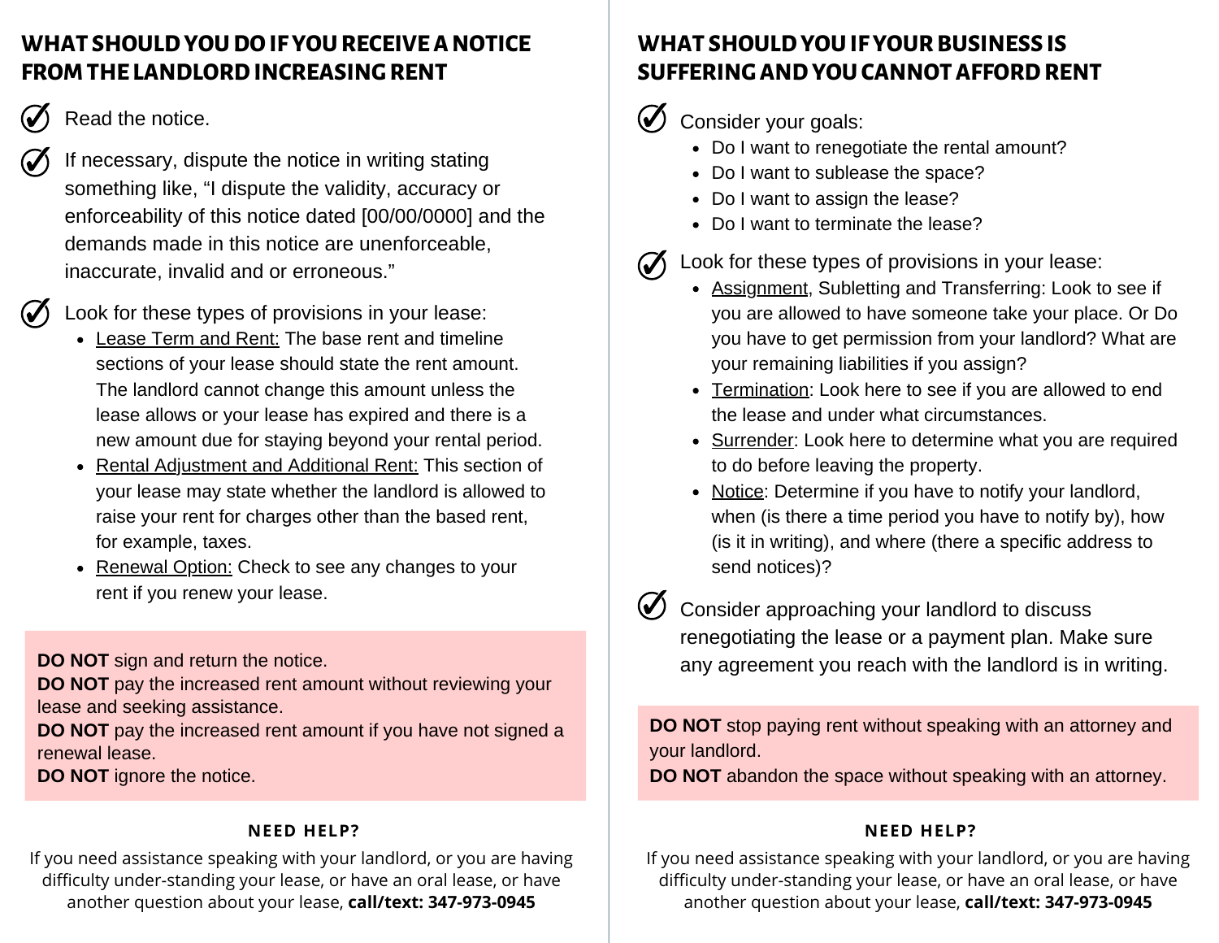## WHAT SHOULD YOU DO IF YOU RECEIVE A NOTICE FROM THE LANDLORD INCREASING RENT

- ✓ Read the notice.
- ✓ If necessary, dispute the notice in writing stating something like, "I dispute the validity, accuracy or enforceability of this notice dated [00/00/0000] and the demands made in this notice are unenforceable, inaccurate, invalid and or erroneous."
- ✓ Look for these types of provisions in your lease:
  - Lease Term and Rent: The base rent and timeline sections of your lease should state the rent amount. The landlord cannot change this amount unless the lease allows or your lease has expired and there is a new amount due for staying beyond your rental period.
  - Rental Adjustment and Additional Rent: This section of your lease may state whether the landlord is allowed to raise your rent for charges other than the based rent, for example, taxes.
  - Renewal Option: Check to see any changes to your rent if you renew your lease.

**DO NOT** sign and return the notice.
**DO NOT** pay the increased rent amount without reviewing your lease and seeking assistance.
**DO NOT** pay the increased rent amount if you have not signed a renewal lease.
**DO NOT** ignore the notice.

**NEED HELP?**

If you need assistance speaking with your landlord, or you are having difficulty under-standing your lease, or have an oral lease, or have another question about your lease, **call/text: 347-973-0945**

## WHAT SHOULD YOU IF YOUR BUSINESS IS SUFFERING AND YOU CANNOT AFFORD RENT

- ✓ Consider your goals:
  - Do I want to renegotiate the rental amount?
  - Do I want to sublease the space?
  - Do I want to assign the lease?
  - Do I want to terminate the lease?
- ✓ Look for these types of provisions in your lease:
  - Assignment, Subletting and Transferring: Look to see if you are allowed to have someone take your place. Or Do you have to get permission from your landlord? What are your remaining liabilities if you assign?
  - Termination: Look here to see if you are allowed to end the lease and under what circumstances.
  - Surrender: Look here to determine what you are required to do before leaving the property.
  - Notice: Determine if you have to notify your landlord, when (is there a time period you have to notify by), how (is it in writing), and where (there a specific address to send notices)?
- ✓ Consider approaching your landlord to discuss renegotiating the lease or a payment plan. Make sure any agreement you reach with the landlord is in writing.

**DO NOT** stop paying rent without speaking with an attorney and your landlord.
**DO NOT** abandon the space without speaking with an attorney.

**NEED HELP?**

If you need assistance speaking with your landlord, or you are having difficulty under-standing your lease, or have an oral lease, or have another question about your lease, **call/text: 347-973-0945**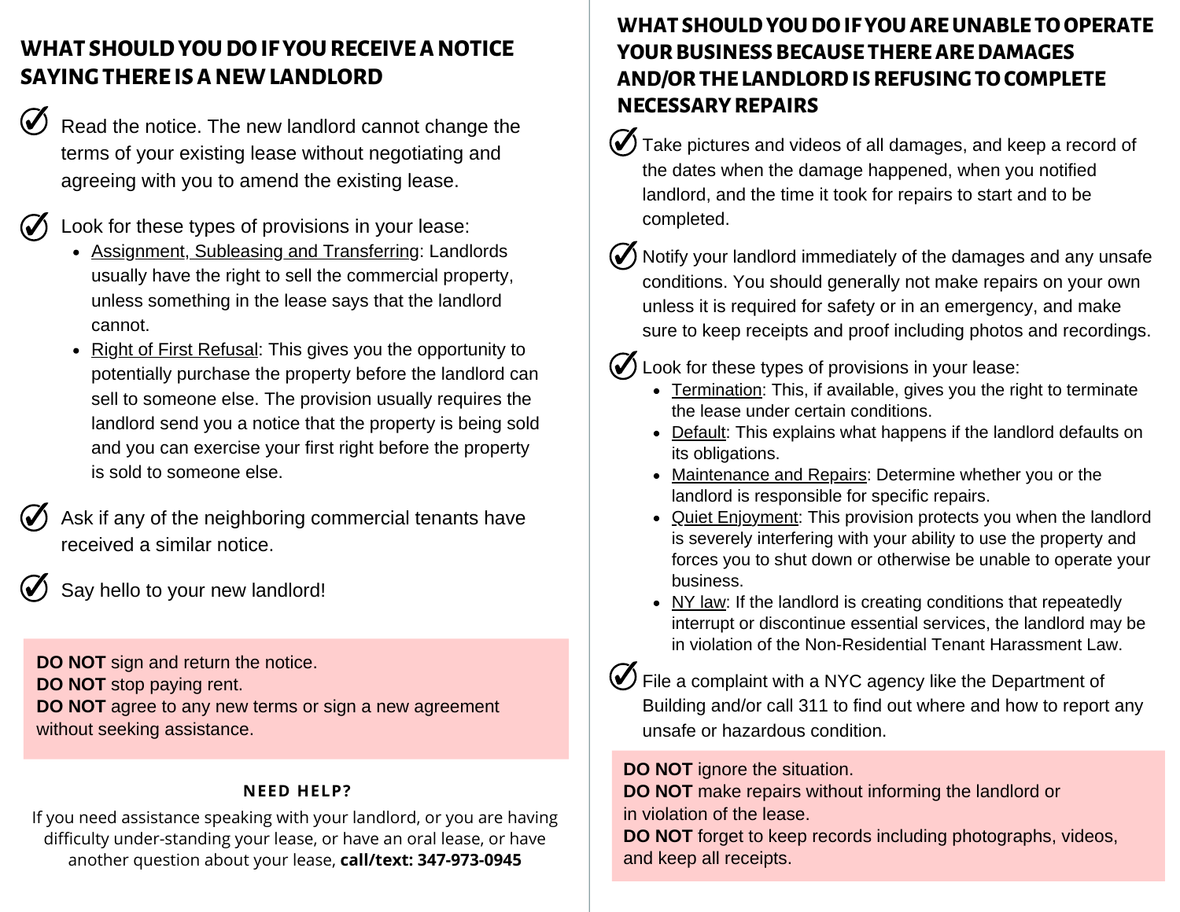## WHAT SHOULD YOU DO IF YOU RECEIVE A NOTICE SAYING THERE IS A NEW LANDLORD

- Read the notice. The new landlord cannot change the terms of your existing lease without negotiating and agreeing with you to amend the existing lease.
- Look for these types of provisions in your lease:
  - Assignment, Subleasing and Transferring: Landlords usually have the right to sell the commercial property, unless something in the lease says that the landlord cannot.
  - Right of First Refusal: This gives you the opportunity to potentially purchase the property before the landlord can sell to someone else. The provision usually requires the landlord send you a notice that the property is being sold and you can exercise your first right before the property is sold to someone else.
- Ask if any of the neighboring commercial tenants have received a similar notice.
- Say hello to your new landlord!

**DO NOT** sign and return the notice.
**DO NOT** stop paying rent.
**DO NOT** agree to any new terms or sign a new agreement without seeking assistance.

**NEED HELP?**

If you need assistance speaking with your landlord, or you are having difficulty under-standing your lease, or have an oral lease, or have another question about your lease, **call/text: 347-973-0945**

## WHAT SHOULD YOU DO IF YOU ARE UNABLE TO OPERATE YOUR BUSINESS BECAUSE THERE ARE DAMAGES AND/OR THE LANDLORD IS REFUSING TO COMPLETE NECESSARY REPAIRS

- Take pictures and videos of all damages, and keep a record of the dates when the damage happened, when you notified landlord, and the time it took for repairs to start and to be completed.
- Notify your landlord immediately of the damages and any unsafe conditions. You should generally not make repairs on your own unless it is required for safety or in an emergency, and make sure to keep receipts and proof including photos and recordings.
- Look for these types of provisions in your lease:
  - Termination: This, if available, gives you the right to terminate the lease under certain conditions.
  - Default: This explains what happens if the landlord defaults on its obligations.
  - Maintenance and Repairs: Determine whether you or the landlord is responsible for specific repairs.
  - Quiet Enjoyment: This provision protects you when the landlord is severely interfering with your ability to use the property and forces you to shut down or otherwise be unable to operate your business.
  - NY law: If the landlord is creating conditions that repeatedly interrupt or discontinue essential services, the landlord may be in violation of the Non-Residential Tenant Harassment Law.
- File a complaint with a NYC agency like the Department of Building and/or call 311 to find out where and how to report any unsafe or hazardous condition.

**DO NOT** ignore the situation.
**DO NOT** make repairs without informing the landlord or in violation of the lease.
**DO NOT** forget to keep records including photographs, videos, and keep all receipts.